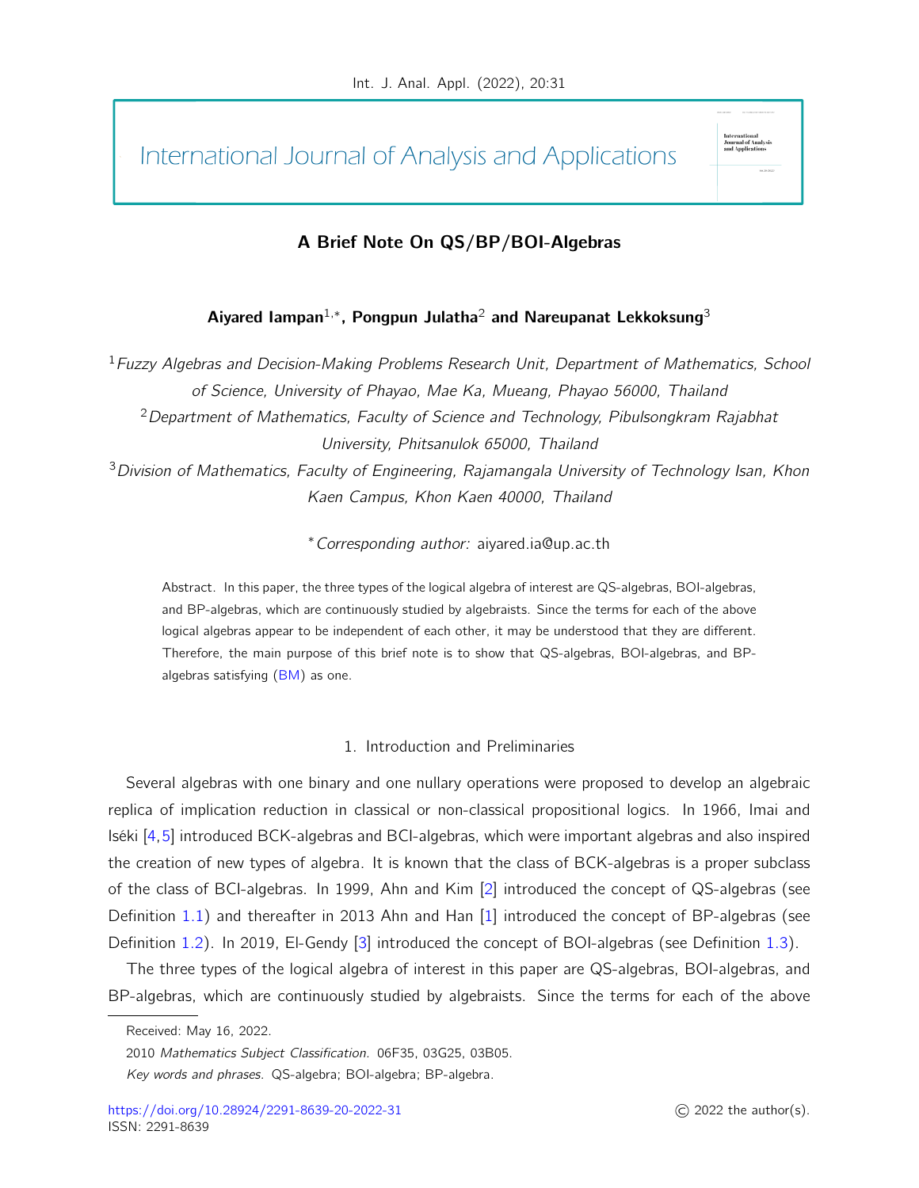# A Brief Note On QS/BP/BOI-Algebras

**Aiyared Iampan[1,*], Pongpun Julatha[2] and Nareupanat Lekkoksung[3]**

[1] *Fuzzy Algebras and Decision-Making Problems Research Unit, Department of Mathematics, School of Science, University of Phayao, Mae Ka, Mueang, Phayao 56000, Thailand*

[2] *Department of Mathematics, Faculty of Science and Technology, Pibulsongkram Rajabhat University, Phitsanulok 65000, Thailand*

[3] *Division of Mathematics, Faculty of Engineering, Rajamangala University of Technology Isan, Khon Kaen Campus, Khon Kaen 40000, Thailand*

[*] *Corresponding author:* aiyared.ia@up.ac.th

Abstract. In this paper, the three types of the logical algebra of interest are QS-algebras, BOI-algebras, and BP-algebras, which are continuously studied by algebraists. Since the terms for each of the above logical algebras appear to be independent of each other, it may be understood that they are different. Therefore, the main purpose of this brief note is to show that QS-algebras, BOI-algebras, and BP-algebras satisfying (BM) as one.

## 1. Introduction and Preliminaries

Several algebras with one binary and one nullary operations were proposed to develop an algebraic replica of implication reduction in classical or non-classical propositional logics. In 1966, Imai and Iséki [4,5] introduced BCK-algebras and BCI-algebras, which were important algebras and also inspired the creation of new types of algebra. It is known that the class of BCK-algebras is a proper subclass of the class of BCI-algebras. In 1999, Ahn and Kim [2] introduced the concept of QS-algebras (see Definition 1.1) and thereafter in 2013 Ahn and Han [1] introduced the concept of BP-algebras (see Definition 1.2). In 2019, El-Gendy [3] introduced the concept of BOI-algebras (see Definition 1.3).

The three types of the logical algebra of interest in this paper are QS-algebras, BOI-algebras, and BP-algebras, which are continuously studied by algebraists. Since the terms for each of the above

Received: May 16, 2022.

2010 *Mathematics Subject Classification.* 06F35, 03G25, 03B05.

*Key words and phrases.* QS-algebra; BOI-algebra; BP-algebra.

https://doi.org/10.28924/2291-8639-20-2022-31

ISSN: 2291-8639

© 2022 the author(s).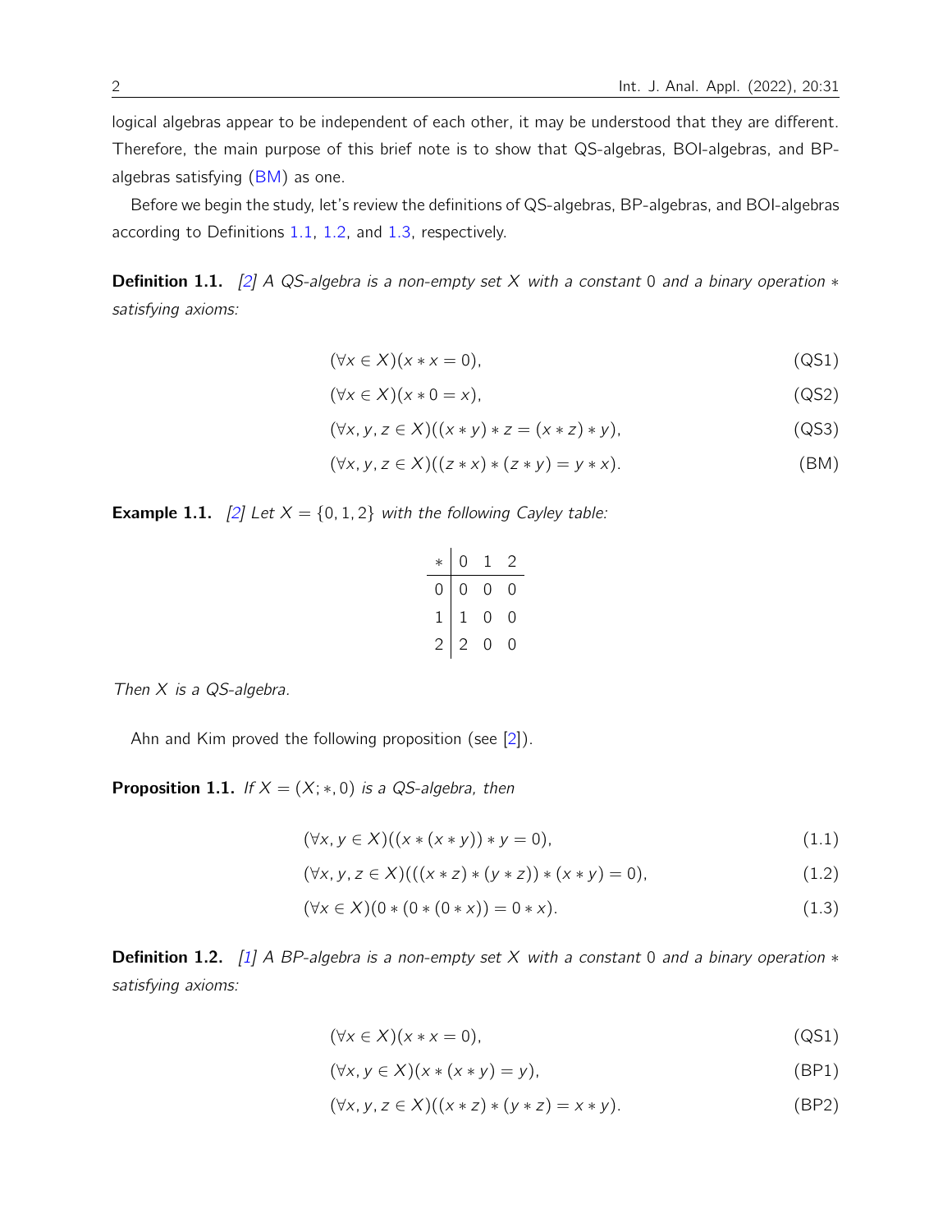logical algebras appear to be independent of each other, it may be understood that they are different. Therefore, the main purpose of this brief note is to show that QS-algebras, BOI-algebras, and BP-algebras satisfying (BM) as one.

Before we begin the study, let's review the definitions of QS-algebras, BP-algebras, and BOI-algebras according to Definitions 1.1, 1.2, and 1.3, respectively.

**Definition 1.1.** *[2] A QS-algebra is a non-empty set $X$ with a constant $0$ and a binary operation $*$ satisfying axioms:*

$$(\forall x \in X)(x * x = 0), \tag{QS1}$$

$$(\forall x \in X)(x * 0 = x), \tag{QS2}$$

$$(\forall x, y, z \in X)((x * y) * z = (x * z) * y), \tag{QS3}$$

$$(\forall x, y, z \in X)((z * x) * (z * y) = y * x). \tag{BM}$$

**Example 1.1.** *[2] Let $X = \{0, 1, 2\}$ with the following Cayley table:*

| $*$ | 0 | 1 | 2 |
|---|---|---|---|
| 0 | 0 | 0 | 0 |
| 1 | 1 | 0 | 0 |
| 2 | 2 | 0 | 0 |

*Then $X$ is a QS-algebra.*

Ahn and Kim proved the following proposition (see [2]).

**Proposition 1.1.** *If $X = (X; *, 0)$ is a QS-algebra, then*

$$(\forall x, y \in X)((x * (x * y)) * y = 0), \tag{1.1}$$

$$(\forall x, y, z \in X)(((x * z) * (y * z)) * (x * y) = 0), \tag{1.2}$$

$$(\forall x \in X)(0 * (0 * (0 * x)) = 0 * x). \tag{1.3}$$

**Definition 1.2.** *[1] A BP-algebra is a non-empty set $X$ with a constant $0$ and a binary operation $*$ satisfying axioms:*

$$(\forall x \in X)(x * x = 0), \tag{QS1}$$

$$(\forall x, y \in X)(x * (x * y) = y), \tag{BP1}$$

$$(\forall x, y, z \in X)((x * z) * (y * z) = x * y). \tag{BP2}$$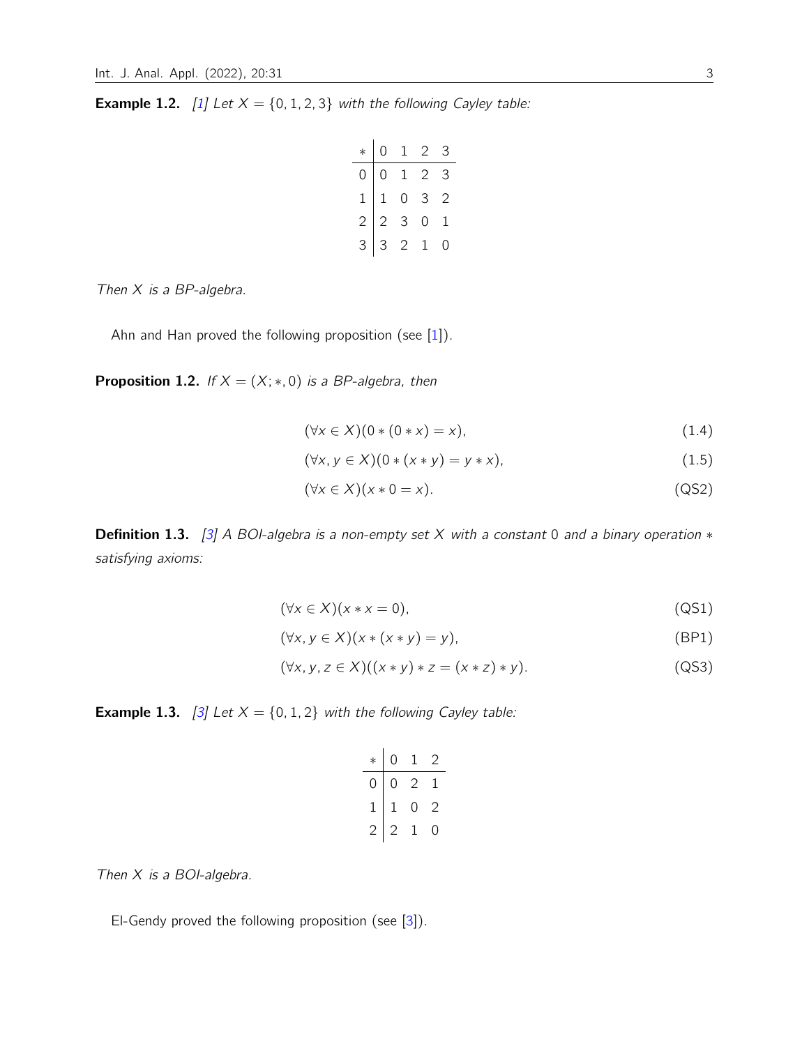**Example 1.2.** *[1] Let $X = \{0, 1, 2, 3\}$ with the following Cayley table:*

| $*$ | 0 | 1 | 2 | 3 |
|---|---|---|---|---|
| 0 | 0 | 1 | 2 | 3 |
| 1 | 1 | 0 | 3 | 2 |
| 2 | 2 | 3 | 0 | 1 |
| 3 | 3 | 2 | 1 | 0 |

*Then $X$ is a BP-algebra.*

Ahn and Han proved the following proposition (see [1]).

**Proposition 1.2.** *If $X = (X; *, 0)$ is a BP-algebra, then*

$$(\forall x \in X)(0 * (0 * x) = x), \tag{1.4}$$

$$(\forall x, y \in X)(0 * (x * y) = y * x), \tag{1.5}$$

$$(\forall x \in X)(x * 0 = x). \tag{QS2}$$

**Definition 1.3.** *[3] A BOI-algebra is a non-empty set $X$ with a constant 0 and a binary operation $*$ satisfying axioms:*

$$(\forall x \in X)(x * x = 0), \tag{QS1}$$

$$(\forall x, y \in X)(x * (x * y) = y), \tag{BP1}$$

$$(\forall x, y, z \in X)((x * y) * z = (x * z) * y). \tag{QS3}$$

**Example 1.3.** *[3] Let $X = \{0, 1, 2\}$ with the following Cayley table:*

| $*$ | 0 | 1 | 2 |
|---|---|---|---|
| 0 | 0 | 2 | 1 |
| 1 | 1 | 0 | 2 |
| 2 | 2 | 1 | 0 |

*Then $X$ is a BOI-algebra.*

El-Gendy proved the following proposition (see [3]).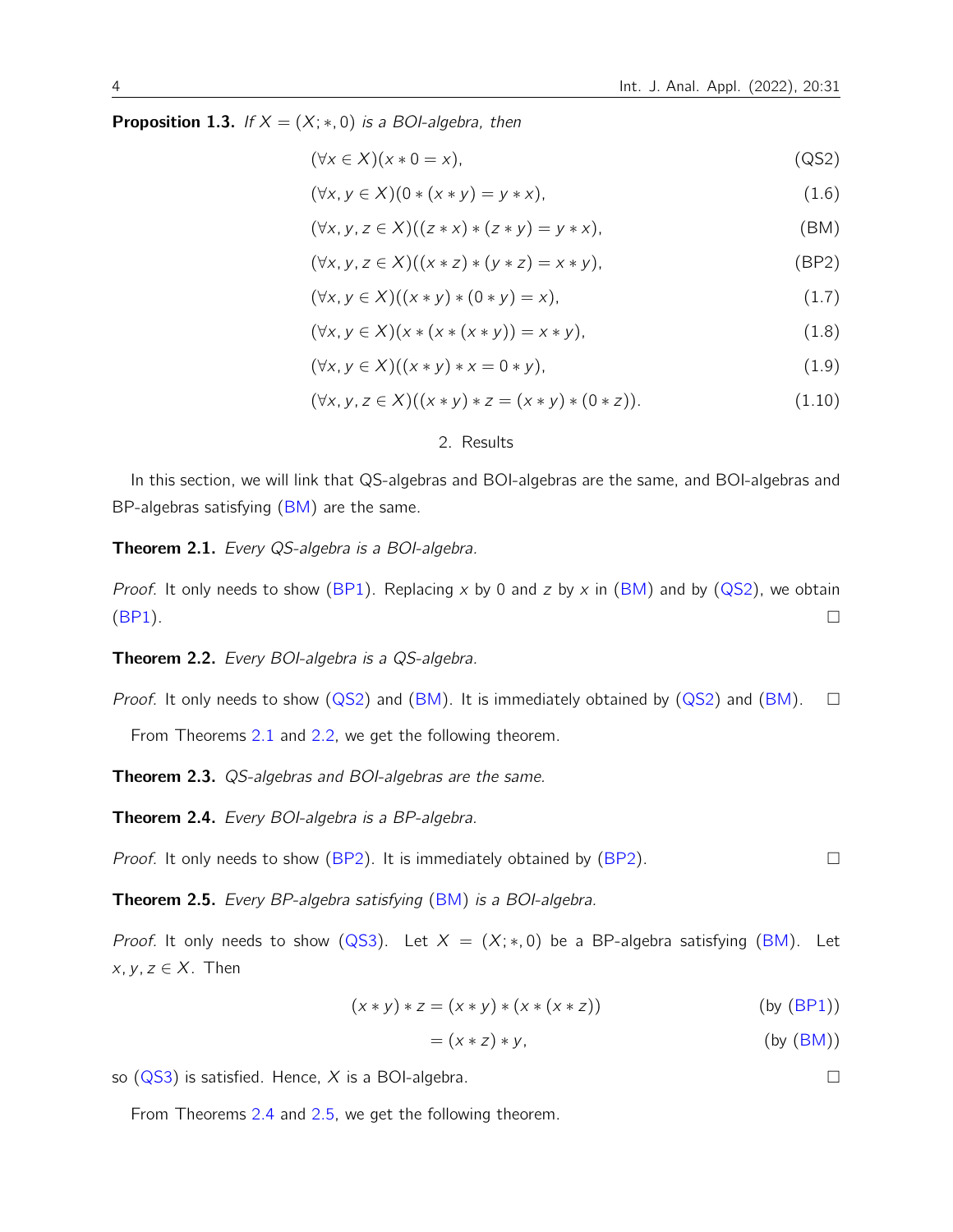**Proposition 1.3.** *If $X = (X; *, 0)$ is a BOI-algebra, then*

$$(\forall x \in X)(x * 0 = x), \tag{QS2}$$

$$(\forall x, y \in X)(0 * (x * y) = y * x), \tag{1.6}$$

$$(\forall x, y, z \in X)((z * x) * (z * y) = y * x), \tag{BM}$$

$$(\forall x, y, z \in X)((x * z) * (y * z) = x * y), \tag{BP2}$$

$$(\forall x, y \in X)((x * y) * (0 * y) = x), \tag{1.7}$$

$$(\forall x, y \in X)(x * (x * (x * y)) = x * y), \tag{1.8}$$

$$(\forall x, y \in X)((x * y) * x = 0 * y), \tag{1.9}$$

$$(\forall x, y, z \in X)((x * y) * z = (x * y) * (0 * z)). \tag{1.10}$$

## 2. Results

In this section, we will link that QS-algebras and BOI-algebras are the same, and BOI-algebras and BP-algebras satisfying (BM) are the same.

**Theorem 2.1.** *Every QS-algebra is a BOI-algebra.*

*Proof.* It only needs to show (BP1). Replacing $x$ by $0$ and $z$ by $x$ in (BM) and by (QS2), we obtain (BP1). □

**Theorem 2.2.** *Every BOI-algebra is a QS-algebra.*

*Proof.* It only needs to show (QS2) and (BM). It is immediately obtained by (QS2) and (BM). □

From Theorems 2.1 and 2.2, we get the following theorem.

**Theorem 2.3.** *QS-algebras and BOI-algebras are the same.*

**Theorem 2.4.** *Every BOI-algebra is a BP-algebra.*

*Proof.* It only needs to show (BP2). It is immediately obtained by (BP2). □

**Theorem 2.5.** *Every BP-algebra satisfying (BM) is a BOI-algebra.*

*Proof.* It only needs to show (QS3). Let $X = (X; *, 0)$ be a BP-algebra satisfying (BM). Let $x, y, z \in X$. Then

$$\begin{aligned}(x * y) * z &= (x * y) * (x * (x * z)) && \text{(by (BP1))}\\ &= (x * z) * y, && \text{(by (BM))}\end{aligned}$$

so (QS3) is satisfied. Hence, $X$ is a BOI-algebra. □

From Theorems 2.4 and 2.5, we get the following theorem.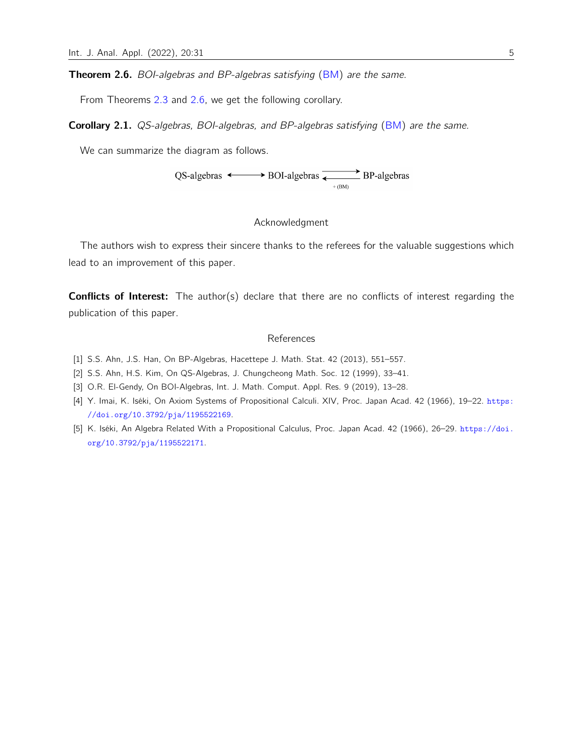**Theorem 2.6.** *BOI-algebras and BP-algebras satisfying (BM) are the same.*

From Theorems 2.3 and 2.6, we get the following corollary.

**Corollary 2.1.** *QS-algebras, BOI-algebras, and BP-algebras satisfying (BM) are the same.*

We can summarize the diagram as follows.

QS-algebras ⟷ BOI-algebras ⇄ BP-algebras

+ (BM)

## Acknowledgment

The authors wish to express their sincere thanks to the referees for the valuable suggestions which lead to an improvement of this paper.

**Conflicts of Interest:** The author(s) declare that there are no conflicts of interest regarding the publication of this paper.

## References

[1] S.S. Ahn, J.S. Han, On BP-Algebras, Hacettepe J. Math. Stat. 42 (2013), 551–557.

[2] S.S. Ahn, H.S. Kim, On QS-Algebras, J. Chungcheong Math. Soc. 12 (1999), 33–41.

[3] O.R. El-Gendy, On BOI-Algebras, Int. J. Math. Comput. Appl. Res. 9 (2019), 13–28.

[4] Y. Imai, K. Iséki, On Axiom Systems of Propositional Calculi. XIV, Proc. Japan Acad. 42 (1966), 19–22. https://doi.org/10.3792/pja/1195522169.

[5] K. Iséki, An Algebra Related With a Propositional Calculus, Proc. Japan Acad. 42 (1966), 26–29. https://doi.org/10.3792/pja/1195522171.